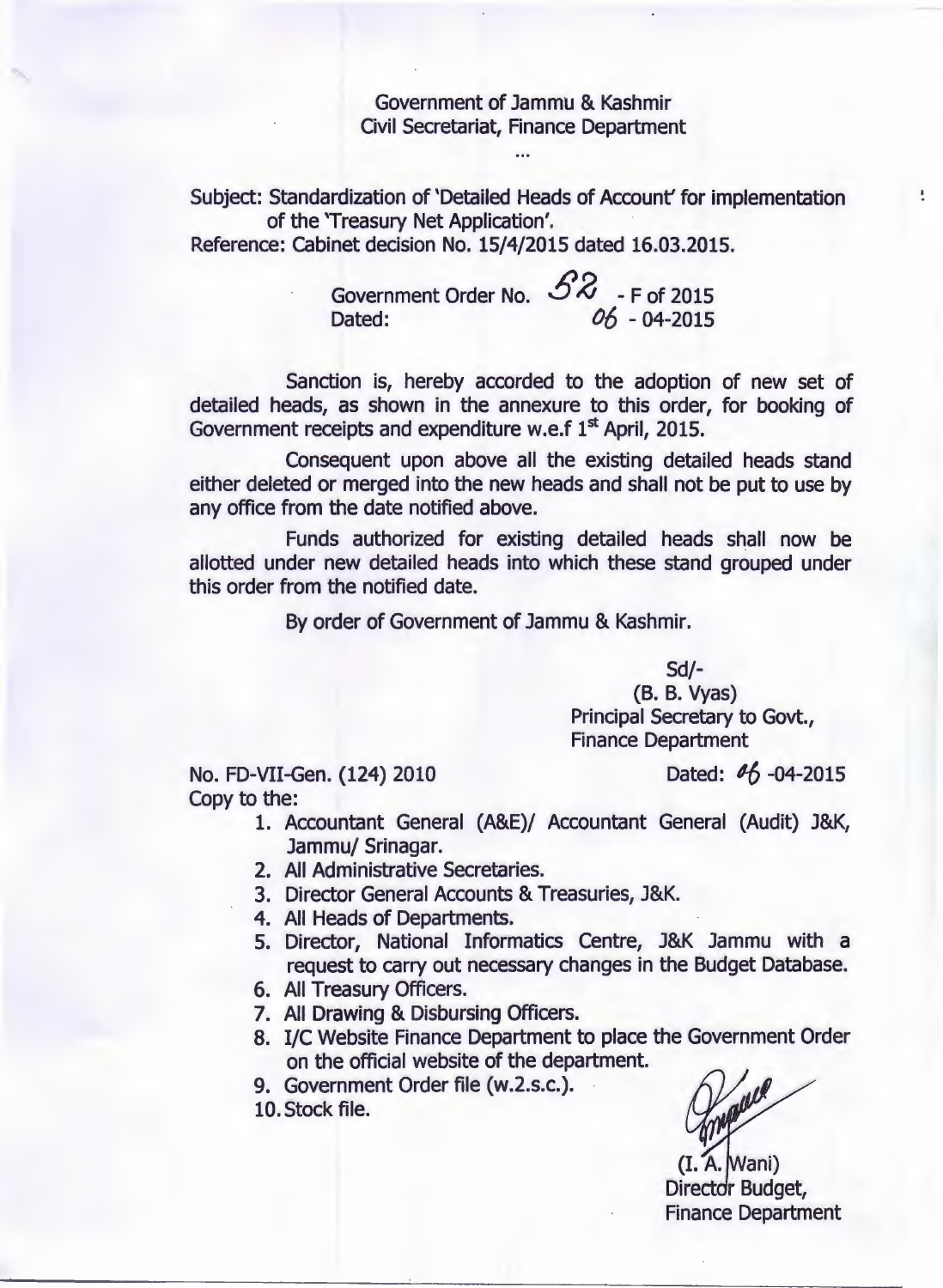Government of Jammu & Kashmir
Civil Secretariat, Finance Department

...

Subject: Standardization of 'Detailed Heads of Account' for implementation of the 'Treasury Net Application'.
Reference: Cabinet decision No. 15/4/2015 dated 16.03.2015.

Government Order No. 52 - F of 2015
Dated: 06 - 04-2015

Sanction is, hereby accorded to the adoption of new set of detailed heads, as shown in the annexure to this order, for booking of Government receipts and expenditure w.e.f 1st April, 2015.

Consequent upon above all the existing detailed heads stand either deleted or merged into the new heads and shall not be put to use by any office from the date notified above.

Funds authorized for existing detailed heads shall now be allotted under new detailed heads into which these stand grouped under this order from the notified date.

By order of Government of Jammu & Kashmir.

Sd/-
(B. B. Vyas)
Principal Secretary to Govt.,
Finance Department

No. FD-VII-Gen. (124) 2010 Dated: 06 -04-2015

Copy to the:

1. Accountant General (A&E)/ Accountant General (Audit) J&K, Jammu/ Srinagar.
2. All Administrative Secretaries.
3. Director General Accounts & Treasuries, J&K.
4. All Heads of Departments.
5. Director, National Informatics Centre, J&K Jammu with a request to carry out necessary changes in the Budget Database.
6. All Treasury Officers.
7. All Drawing & Disbursing Officers.
8. I/C Website Finance Department to place the Government Order on the official website of the department.
9. Government Order file (w.2.s.c.).
10. Stock file.

(I. A. Wani)
Director Budget,
Finance Department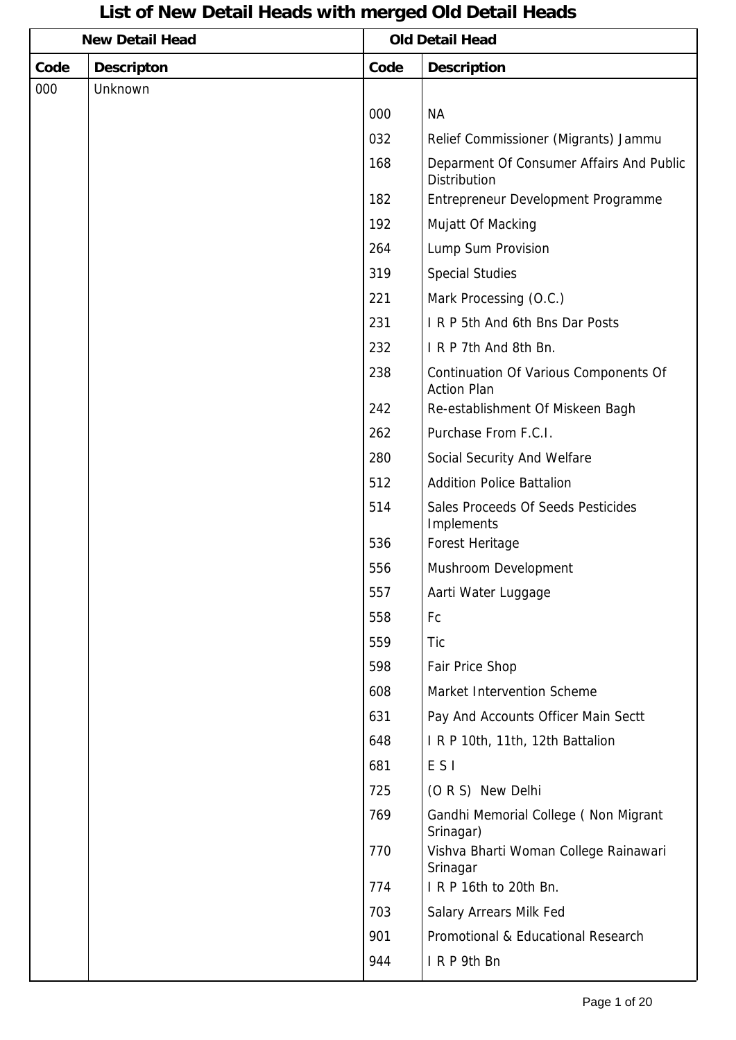# List of New Detail Heads with merged Old Detail Heads

| New Detail Head | | Old Detail Head | |
|---|---|---|---|
| **Code** | **Descripton** | **Code** | **Description** |
| 000 | Unknown | | |
| | | 000 | NA |
| | | 032 | Relief Commissioner (Migrants) Jammu |
| | | 168 | Deparment Of Consumer Affairs And Public Distribution |
| | | 182 | Entrepreneur Development Programme |
| | | 192 | Mujatt Of Macking |
| | | 264 | Lump Sum Provision |
| | | 319 | Special Studies |
| | | 221 | Mark Processing (O.C.) |
| | | 231 | I R P 5th And 6th Bns Dar Posts |
| | | 232 | I R P 7th And 8th Bn. |
| | | 238 | Continuation Of Various Components Of Action Plan |
| | | 242 | Re-establishment Of Miskeen Bagh |
| | | 262 | Purchase From F.C.I. |
| | | 280 | Social Security And Welfare |
| | | 512 | Addition Police Battalion |
| | | 514 | Sales Proceeds Of Seeds Pesticides Implements |
| | | 536 | Forest Heritage |
| | | 556 | Mushroom Development |
| | | 557 | Aarti Water Luggage |
| | | 558 | Fc |
| | | 559 | Tic |
| | | 598 | Fair Price Shop |
| | | 608 | Market Intervention Scheme |
| | | 631 | Pay And Accounts Officer Main Sectt |
| | | 648 | I R P 10th, 11th, 12th Battalion |
| | | 681 | E S I |
| | | 725 | (O R S) New Delhi |
| | | 769 | Gandhi Memorial College ( Non Migrant Srinagar) |
| | | 770 | Vishva Bharti Woman College Rainawari Srinagar |
| | | 774 | I R P 16th to 20th Bn. |
| | | 703 | Salary Arrears Milk Fed |
| | | 901 | Promotional & Educational Research |
| | | 944 | I R P 9th Bn |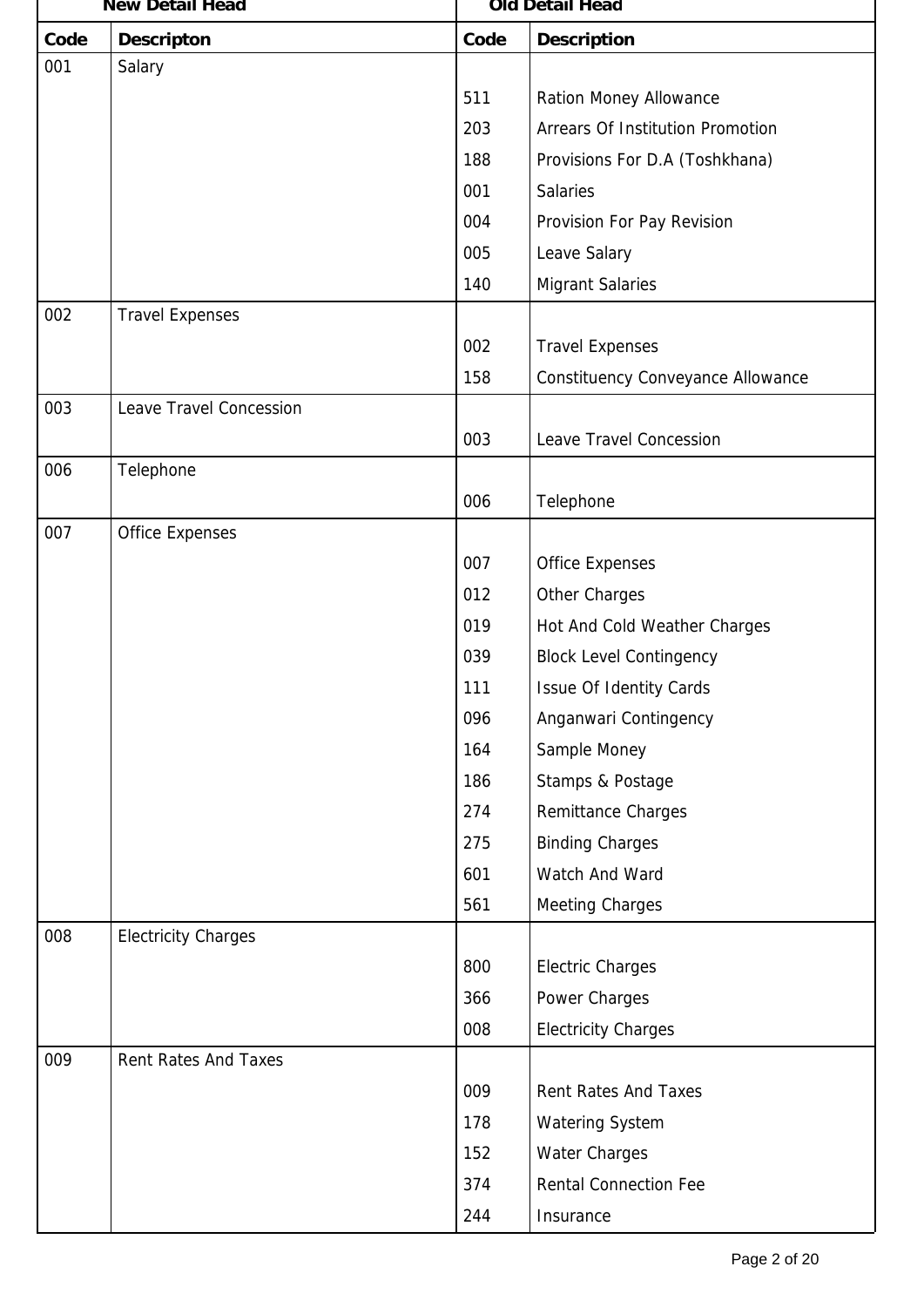| New Detail Head | | Old Detail Head | |
|---|---|---|---|
| Code | Descripton | Code | Description |
| 001 | Salary | | |
| | | 511 | Ration Money Allowance |
| | | 203 | Arrears Of Institution Promotion |
| | | 188 | Provisions For D.A (Toshkhana) |
| | | 001 | Salaries |
| | | 004 | Provision For Pay Revision |
| | | 005 | Leave Salary |
| | | 140 | Migrant Salaries |
| 002 | Travel Expenses | | |
| | | 002 | Travel Expenses |
| | | 158 | Constituency Conveyance Allowance |
| 003 | Leave Travel Concession | | |
| | | 003 | Leave Travel Concession |
| 006 | Telephone | | |
| | | 006 | Telephone |
| 007 | Office Expenses | | |
| | | 007 | Office Expenses |
| | | 012 | Other Charges |
| | | 019 | Hot And Cold Weather Charges |
| | | 039 | Block Level Contingency |
| | | 111 | Issue Of Identity Cards |
| | | 096 | Anganwari Contingency |
| | | 164 | Sample Money |
| | | 186 | Stamps & Postage |
| | | 274 | Remittance Charges |
| | | 275 | Binding Charges |
| | | 601 | Watch And Ward |
| | | 561 | Meeting Charges |
| 008 | Electricity Charges | | |
| | | 800 | Electric Charges |
| | | 366 | Power Charges |
| | | 008 | Electricity Charges |
| 009 | Rent Rates And Taxes | | |
| | | 009 | Rent Rates And Taxes |
| | | 178 | Watering System |
| | | 152 | Water Charges |
| | | 374 | Rental Connection Fee |
| | | 244 | Insurance |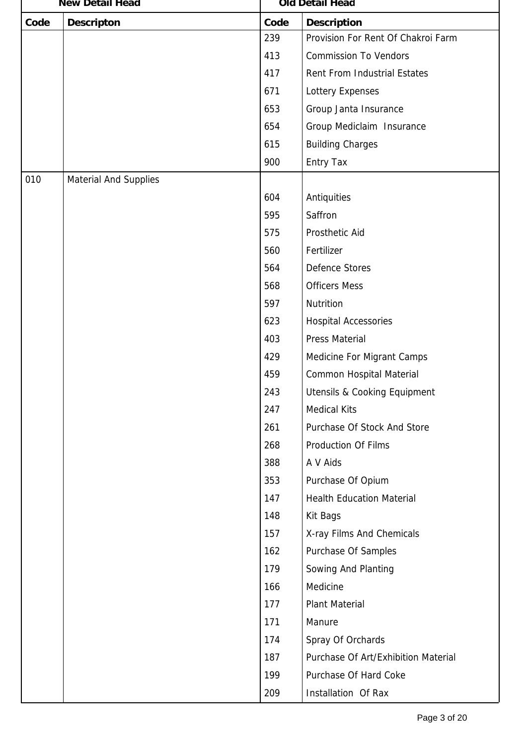| New Detail Head | | Old Detail Head | |
|---|---|---|---|
| **Code** | **Descripton** | **Code** | **Description** |
| | | 239 | Provision For Rent Of Chakroi Farm |
| | | 413 | Commission To Vendors |
| | | 417 | Rent From Industrial Estates |
| | | 671 | Lottery Expenses |
| | | 653 | Group Janta Insurance |
| | | 654 | Group Mediclaim Insurance |
| | | 615 | Building Charges |
| | | 900 | Entry Tax |
| 010 | Material And Supplies | | |
| | | 604 | Antiquities |
| | | 595 | Saffron |
| | | 575 | Prosthetic Aid |
| | | 560 | Fertilizer |
| | | 564 | Defence Stores |
| | | 568 | Officers Mess |
| | | 597 | Nutrition |
| | | 623 | Hospital Accessories |
| | | 403 | Press Material |
| | | 429 | Medicine For Migrant Camps |
| | | 459 | Common Hospital Material |
| | | 243 | Utensils & Cooking Equipment |
| | | 247 | Medical Kits |
| | | 261 | Purchase Of Stock And Store |
| | | 268 | Production Of Films |
| | | 388 | A V Aids |
| | | 353 | Purchase Of Opium |
| | | 147 | Health Education Material |
| | | 148 | Kit Bags |
| | | 157 | X-ray Films And Chemicals |
| | | 162 | Purchase Of Samples |
| | | 179 | Sowing And Planting |
| | | 166 | Medicine |
| | | 177 | Plant Material |
| | | 171 | Manure |
| | | 174 | Spray Of Orchards |
| | | 187 | Purchase Of Art/Exhibition Material |
| | | 199 | Purchase Of Hard Coke |
| | | 209 | Installation Of Rax |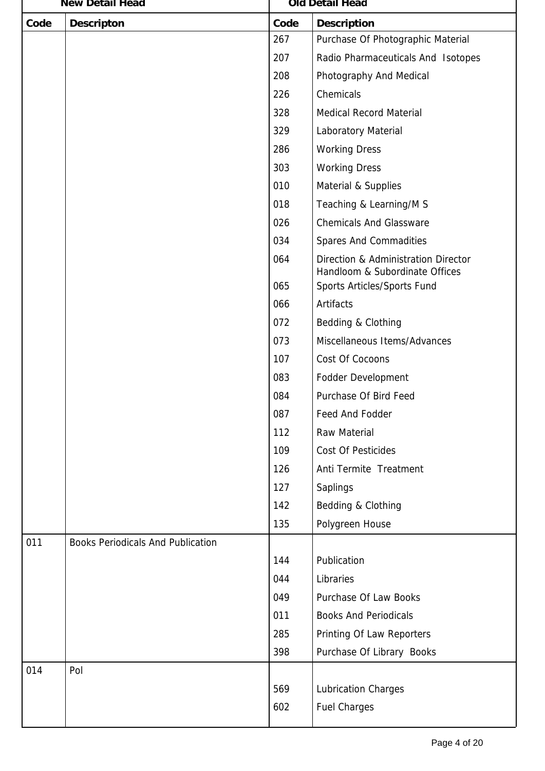| New Detail Head | | Old Detail Head | |
|---|---|---|---|
| Code | Descripton | Code | Description |
| | | 267 | Purchase Of Photographic Material |
| | | 207 | Radio Pharmaceuticals And Isotopes |
| | | 208 | Photography And Medical |
| | | 226 | Chemicals |
| | | 328 | Medical Record Material |
| | | 329 | Laboratory Material |
| | | 286 | Working Dress |
| | | 303 | Working Dress |
| | | 010 | Material & Supplies |
| | | 018 | Teaching & Learning/M S |
| | | 026 | Chemicals And Glassware |
| | | 034 | Spares And Commadities |
| | | 064 | Direction & Administration Director Handloom & Subordinate Offices |
| | | 065 | Sports Articles/Sports Fund |
| | | 066 | Artifacts |
| | | 072 | Bedding & Clothing |
| | | 073 | Miscellaneous Items/Advances |
| | | 107 | Cost Of Cocoons |
| | | 083 | Fodder Development |
| | | 084 | Purchase Of Bird Feed |
| | | 087 | Feed And Fodder |
| | | 112 | Raw Material |
| | | 109 | Cost Of Pesticides |
| | | 126 | Anti Termite Treatment |
| | | 127 | Saplings |
| | | 142 | Bedding & Clothing |
| | | 135 | Polygreen House |
| 011 | Books Periodicals And Publication | | |
| | | 144 | Publication |
| | | 044 | Libraries |
| | | 049 | Purchase Of Law Books |
| | | 011 | Books And Periodicals |
| | | 285 | Printing Of Law Reporters |
| | | 398 | Purchase Of Library Books |
| 014 | Pol | | |
| | | 569 | Lubrication Charges |
| | | 602 | Fuel Charges |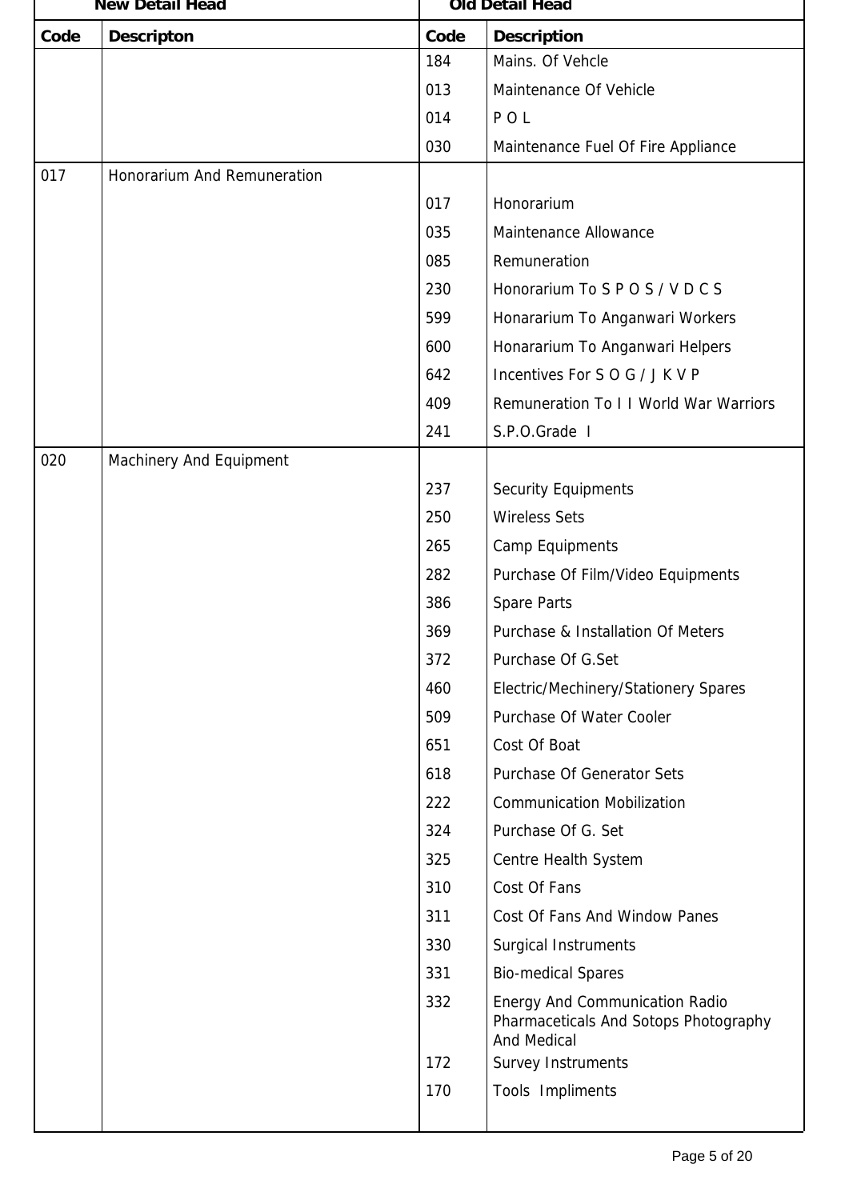| New Detail Head | | Old Detail Head | |
|---|---|---|---|
| Code | Descripton | Code | Description |
| | | 184 | Mains. Of Vehcle |
| | | 013 | Maintenance Of Vehicle |
| | | 014 | P O L |
| | | 030 | Maintenance Fuel Of Fire Appliance |
| 017 | Honorarium And Remuneration | | |
| | | 017 | Honorarium |
| | | 035 | Maintenance Allowance |
| | | 085 | Remuneration |
| | | 230 | Honorarium To S P O S / V D C S |
| | | 599 | Honararium To Anganwari Workers |
| | | 600 | Honararium To Anganwari Helpers |
| | | 642 | Incentives For S O G / J K V P |
| | | 409 | Remuneration To I I World War Warriors |
| | | 241 | S.P.O.Grade I |
| 020 | Machinery And Equipment | | |
| | | 237 | Security Equipments |
| | | 250 | Wireless Sets |
| | | 265 | Camp Equipments |
| | | 282 | Purchase Of Film/Video Equipments |
| | | 386 | Spare Parts |
| | | 369 | Purchase & Installation Of Meters |
| | | 372 | Purchase Of G.Set |
| | | 460 | Electric/Mechinery/Stationery Spares |
| | | 509 | Purchase Of Water Cooler |
| | | 651 | Cost Of Boat |
| | | 618 | Purchase Of Generator Sets |
| | | 222 | Communication Mobilization |
| | | 324 | Purchase Of G. Set |
| | | 325 | Centre Health System |
| | | 310 | Cost Of Fans |
| | | 311 | Cost Of Fans And Window Panes |
| | | 330 | Surgical Instruments |
| | | 331 | Bio-medical Spares |
| | | 332 | Energy And Communication Radio Pharmaceticals And Sotops Photography And Medical |
| | | 172 | Survey Instruments |
| | | 170 | Tools Impliments |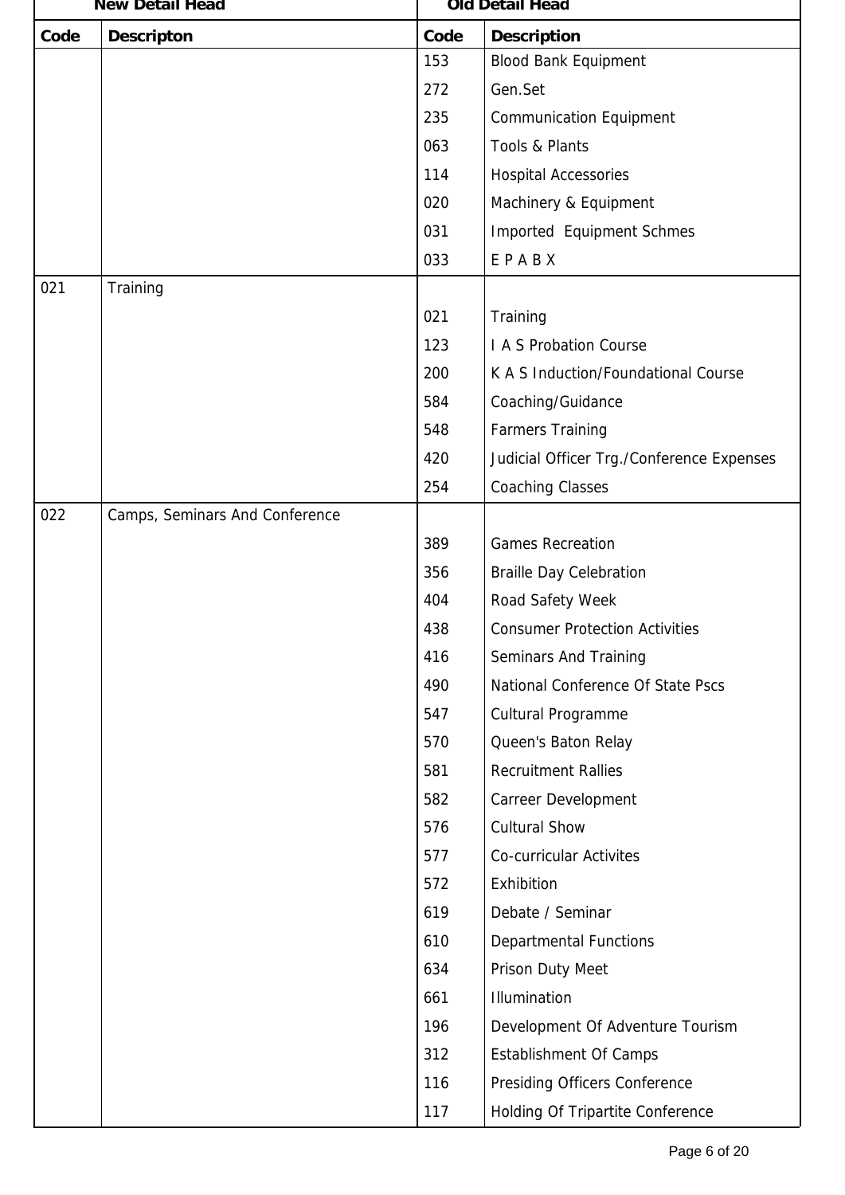| New Detail Head | | Old Detail Head | |
|---|---|---|---|
| **Code** | **Descripton** | **Code** | **Description** |
| | | 153 | Blood Bank Equipment |
| | | 272 | Gen.Set |
| | | 235 | Communication Equipment |
| | | 063 | Tools & Plants |
| | | 114 | Hospital Accessories |
| | | 020 | Machinery & Equipment |
| | | 031 | Imported  Equipment Schmes |
| | | 033 | E P A B X |
| 021 | Training | | |
| | | 021 | Training |
| | | 123 | I A S Probation Course |
| | | 200 | K A S Induction/Foundational Course |
| | | 584 | Coaching/Guidance |
| | | 548 | Farmers Training |
| | | 420 | Judicial Officer Trg./Conference Expenses |
| | | 254 | Coaching Classes |
| 022 | Camps, Seminars And Conference | | |
| | | 389 | Games Recreation |
| | | 356 | Braille Day Celebration |
| | | 404 | Road Safety Week |
| | | 438 | Consumer Protection Activities |
| | | 416 | Seminars And Training |
| | | 490 | National Conference Of State Pscs |
| | | 547 | Cultural Programme |
| | | 570 | Queen's Baton Relay |
| | | 581 | Recruitment Rallies |
| | | 582 | Carreer Development |
| | | 576 | Cultural Show |
| | | 577 | Co-curricular Activites |
| | | 572 | Exhibition |
| | | 619 | Debate / Seminar |
| | | 610 | Departmental Functions |
| | | 634 | Prison Duty Meet |
| | | 661 | Illumination |
| | | 196 | Development Of Adventure Tourism |
| | | 312 | Establishment Of Camps |
| | | 116 | Presiding Officers Conference |
| | | 117 | Holding Of Tripartite Conference |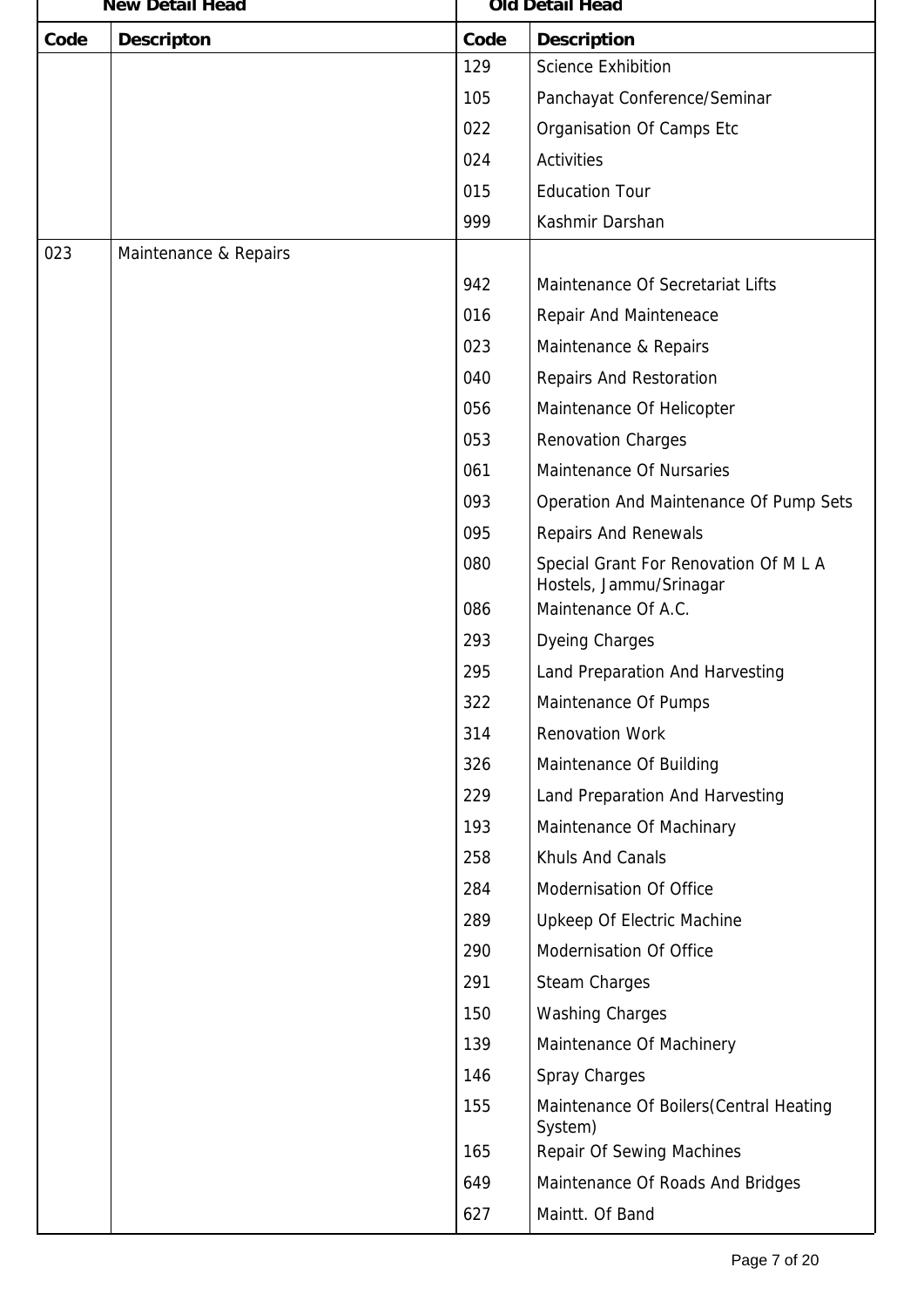| New Detail Head | | Old Detail Head | |
|---|---|---|---|
| Code | Descripton | Code | Description |
| | | 129 | Science Exhibition |
| | | 105 | Panchayat Conference/Seminar |
| | | 022 | Organisation Of Camps Etc |
| | | 024 | Activities |
| | | 015 | Education Tour |
| | | 999 | Kashmir Darshan |
| 023 | Maintenance & Repairs | | |
| | | 942 | Maintenance Of Secretariat Lifts |
| | | 016 | Repair And Mainteneace |
| | | 023 | Maintenance & Repairs |
| | | 040 | Repairs And Restoration |
| | | 056 | Maintenance Of Helicopter |
| | | 053 | Renovation Charges |
| | | 061 | Maintenance Of Nursaries |
| | | 093 | Operation And Maintenance Of Pump Sets |
| | | 095 | Repairs And Renewals |
| | | 080 | Special Grant For Renovation Of M L A Hostels, Jammu/Srinagar |
| | | 086 | Maintenance Of A.C. |
| | | 293 | Dyeing Charges |
| | | 295 | Land Preparation And Harvesting |
| | | 322 | Maintenance Of Pumps |
| | | 314 | Renovation Work |
| | | 326 | Maintenance Of Building |
| | | 229 | Land Preparation And Harvesting |
| | | 193 | Maintenance Of Machinary |
| | | 258 | Khuls And Canals |
| | | 284 | Modernisation Of Office |
| | | 289 | Upkeep Of Electric Machine |
| | | 290 | Modernisation Of Office |
| | | 291 | Steam Charges |
| | | 150 | Washing Charges |
| | | 139 | Maintenance Of Machinery |
| | | 146 | Spray Charges |
| | | 155 | Maintenance Of Boilers(Central Heating System) |
| | | 165 | Repair Of Sewing Machines |
| | | 649 | Maintenance Of Roads And Bridges |
| | | 627 | Maintt. Of Band |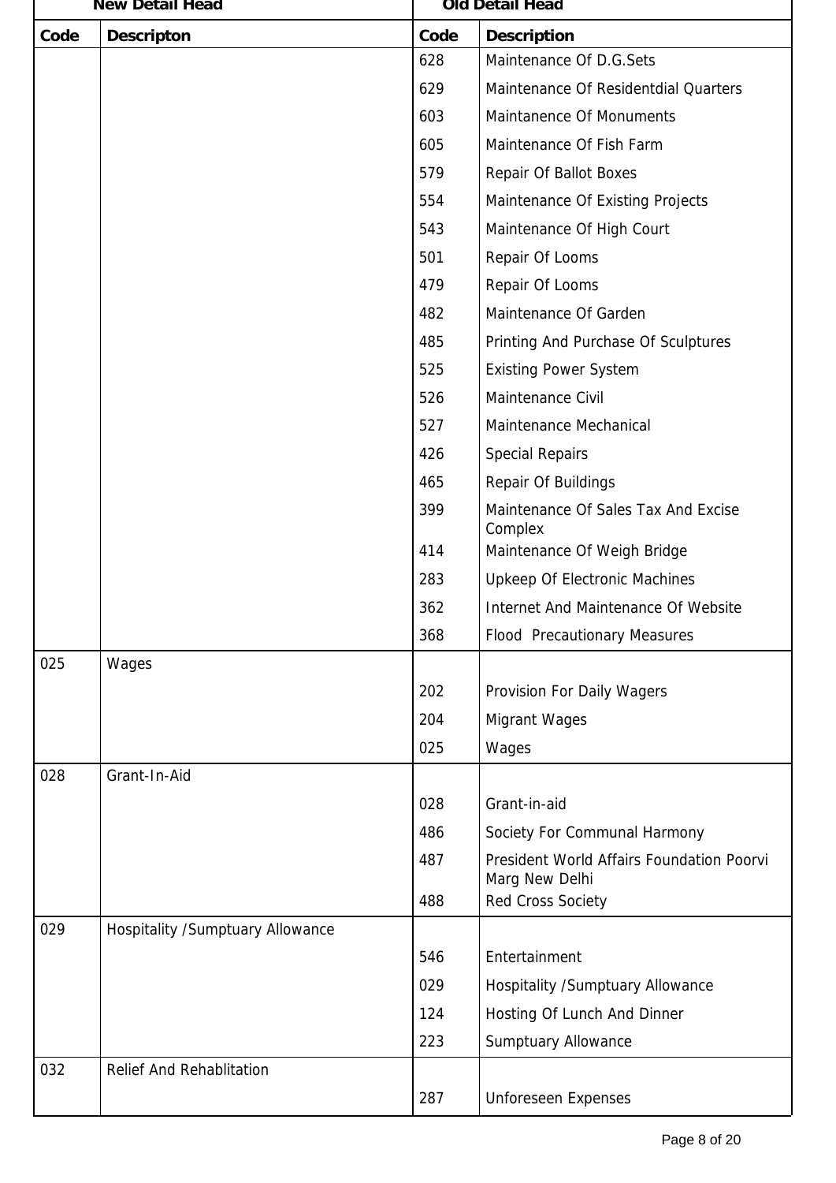| New Detail Head | | Old Detail Head | |
|---|---|---|---|
| **Code** | **Descripton** | **Code** | **Description** |
| | | 628 | Maintenance Of D.G.Sets |
| | | 629 | Maintenance Of Residentdial Quarters |
| | | 603 | Maintanence Of Monuments |
| | | 605 | Maintenance Of Fish Farm |
| | | 579 | Repair Of Ballot Boxes |
| | | 554 | Maintenance Of Existing Projects |
| | | 543 | Maintenance Of High Court |
| | | 501 | Repair Of Looms |
| | | 479 | Repair Of Looms |
| | | 482 | Maintenance Of Garden |
| | | 485 | Printing And Purchase Of Sculptures |
| | | 525 | Existing Power System |
| | | 526 | Maintenance Civil |
| | | 527 | Maintenance Mechanical |
| | | 426 | Special Repairs |
| | | 465 | Repair Of Buildings |
| | | 399 | Maintenance Of Sales Tax And Excise Complex |
| | | 414 | Maintenance Of Weigh Bridge |
| | | 283 | Upkeep Of Electronic Machines |
| | | 362 | Internet And Maintenance Of Website |
| | | 368 | Flood Precautionary Measures |
| 025 | Wages | | |
| | | 202 | Provision For Daily Wagers |
| | | 204 | Migrant Wages |
| | | 025 | Wages |
| 028 | Grant-In-Aid | | |
| | | 028 | Grant-in-aid |
| | | 486 | Society For Communal Harmony |
| | | 487 | President World Affairs Foundation Poorvi Marg New Delhi |
| | | 488 | Red Cross Society |
| 029 | Hospitality /Sumptuary Allowance | | |
| | | 546 | Entertainment |
| | | 029 | Hospitality /Sumptuary Allowance |
| | | 124 | Hosting Of Lunch And Dinner |
| | | 223 | Sumptuary Allowance |
| 032 | Relief And Rehablitation | | |
| | | 287 | Unforeseen Expenses |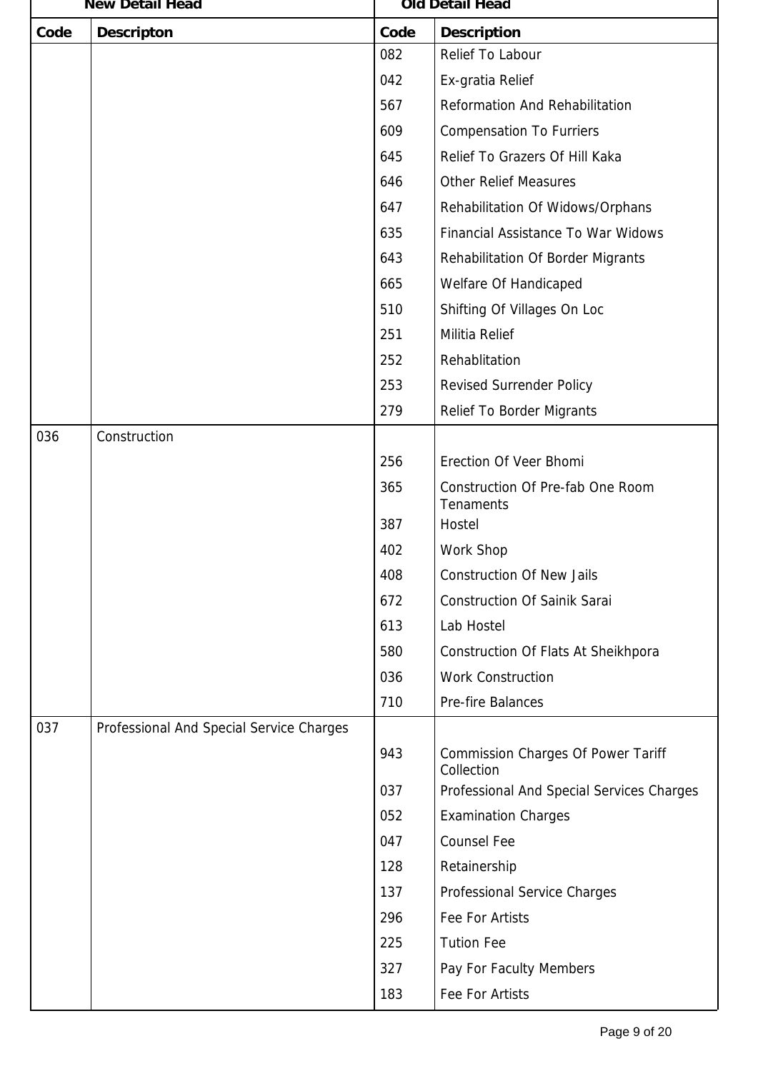| New Detail Head | | Old Detail Head | |
|---|---|---|---|
| **Code** | **Descripton** | **Code** | **Description** |
| | | 082 | Relief To Labour |
| | | 042 | Ex-gratia Relief |
| | | 567 | Reformation And Rehabilitation |
| | | 609 | Compensation To Furriers |
| | | 645 | Relief To Grazers Of Hill Kaka |
| | | 646 | Other Relief Measures |
| | | 647 | Rehabilitation Of Widows/Orphans |
| | | 635 | Financial Assistance To War Widows |
| | | 643 | Rehabilitation Of Border Migrants |
| | | 665 | Welfare Of Handicaped |
| | | 510 | Shifting Of Villages On Loc |
| | | 251 | Militia Relief |
| | | 252 | Rehablitation |
| | | 253 | Revised Surrender Policy |
| | | 279 | Relief To Border Migrants |
| 036 | Construction | | |
| | | 256 | Erection Of Veer Bhomi |
| | | 365 | Construction Of Pre-fab One Room Tenaments |
| | | 387 | Hostel |
| | | 402 | Work Shop |
| | | 408 | Construction Of New Jails |
| | | 672 | Construction Of Sainik Sarai |
| | | 613 | Lab Hostel |
| | | 580 | Construction Of Flats At Sheikhpora |
| | | 036 | Work Construction |
| | | 710 | Pre-fire Balances |
| 037 | Professional And Special Service Charges | | |
| | | 943 | Commission Charges Of Power Tariff Collection |
| | | 037 | Professional And Special Services Charges |
| | | 052 | Examination Charges |
| | | 047 | Counsel Fee |
| | | 128 | Retainership |
| | | 137 | Professional Service Charges |
| | | 296 | Fee For Artists |
| | | 225 | Tution Fee |
| | | 327 | Pay For Faculty Members |
| | | 183 | Fee For Artists |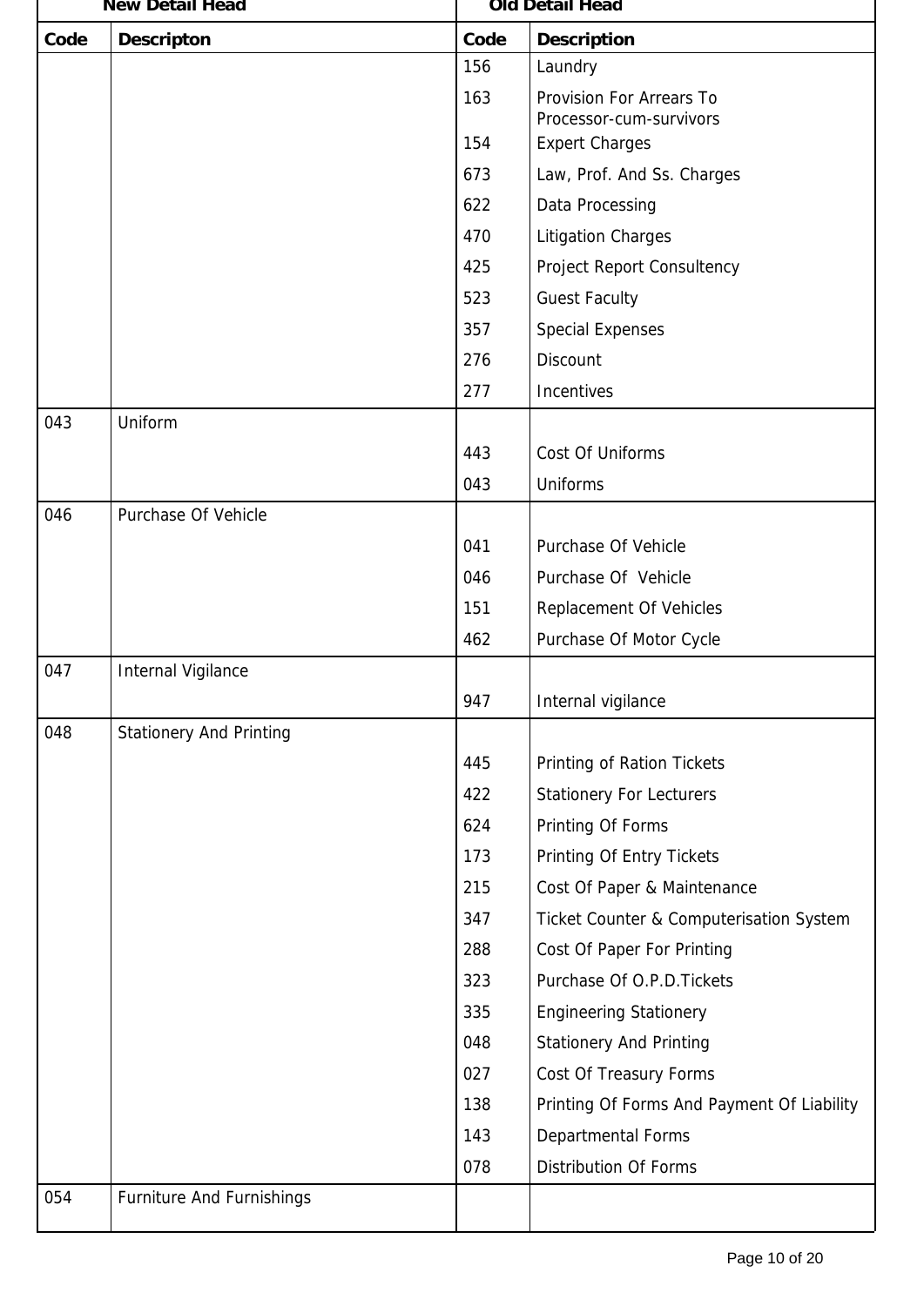| New Detail Head | | Old Detail Head | |
|---|---|---|---|
| Code | Descripton | Code | Description |
| | | 156 | Laundry |
| | | 163 | Provision For Arrears To Processor-cum-survivors |
| | | 154 | Expert Charges |
| | | 673 | Law, Prof. And Ss. Charges |
| | | 622 | Data Processing |
| | | 470 | Litigation Charges |
| | | 425 | Project Report Consultency |
| | | 523 | Guest Faculty |
| | | 357 | Special Expenses |
| | | 276 | Discount |
| | | 277 | Incentives |
| 043 | Uniform | | |
| | | 443 | Cost Of Uniforms |
| | | 043 | Uniforms |
| 046 | Purchase Of Vehicle | | |
| | | 041 | Purchase Of Vehicle |
| | | 046 | Purchase Of Vehicle |
| | | 151 | Replacement Of Vehicles |
| | | 462 | Purchase Of Motor Cycle |
| 047 | Internal Vigilance | | |
| | | 947 | Internal vigilance |
| 048 | Stationery And Printing | | |
| | | 445 | Printing of Ration Tickets |
| | | 422 | Stationery For Lecturers |
| | | 624 | Printing Of Forms |
| | | 173 | Printing Of Entry Tickets |
| | | 215 | Cost Of Paper & Maintenance |
| | | 347 | Ticket Counter & Computerisation System |
| | | 288 | Cost Of Paper For Printing |
| | | 323 | Purchase Of O.P.D.Tickets |
| | | 335 | Engineering Stationery |
| | | 048 | Stationery And Printing |
| | | 027 | Cost Of Treasury Forms |
| | | 138 | Printing Of Forms And Payment Of Liability |
| | | 143 | Departmental Forms |
| | | 078 | Distribution Of Forms |
| 054 | Furniture And Furnishings | | |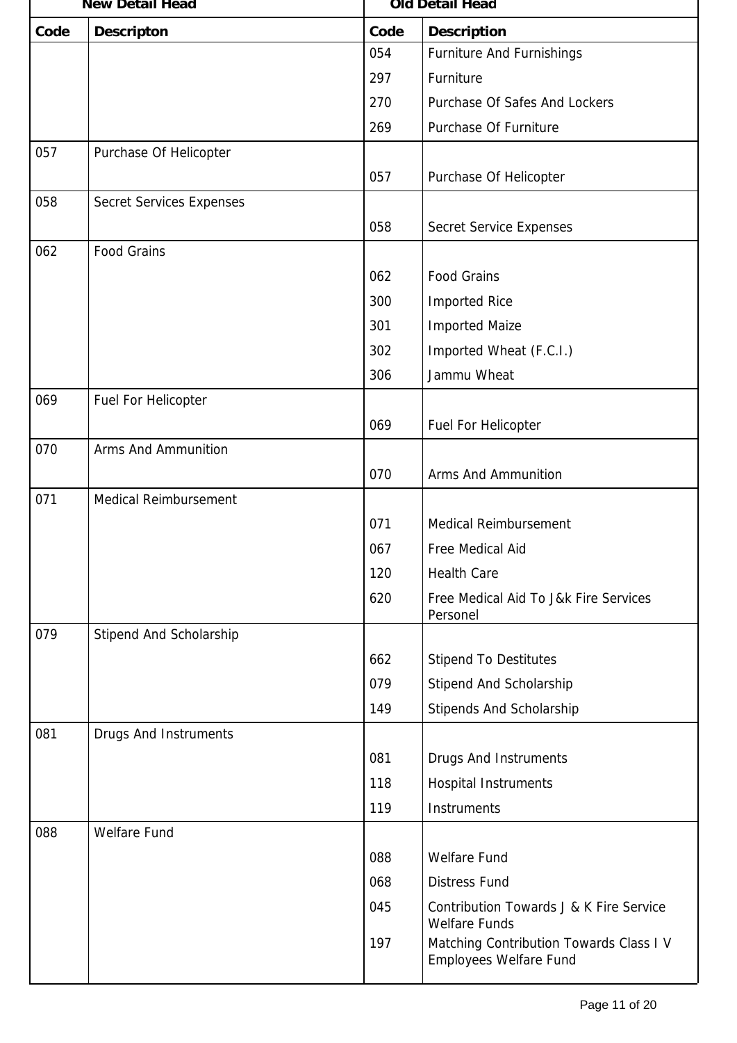| New Detail Head | | Old Detail Head | |
|---|---|---|---|
| Code | Descripton | Code | Description |
| | | 054 | Furniture And Furnishings |
| | | 297 | Furniture |
| | | 270 | Purchase Of Safes And Lockers |
| | | 269 | Purchase Of Furniture |
| 057 | Purchase Of Helicopter | | |
| | | 057 | Purchase Of Helicopter |
| 058 | Secret Services Expenses | | |
| | | 058 | Secret Service Expenses |
| 062 | Food Grains | | |
| | | 062 | Food Grains |
| | | 300 | Imported Rice |
| | | 301 | Imported Maize |
| | | 302 | Imported Wheat (F.C.I.) |
| | | 306 | Jammu Wheat |
| 069 | Fuel For Helicopter | | |
| | | 069 | Fuel For Helicopter |
| 070 | Arms And Ammunition | | |
| | | 070 | Arms And Ammunition |
| 071 | Medical Reimbursement | | |
| | | 071 | Medical Reimbursement |
| | | 067 | Free Medical Aid |
| | | 120 | Health Care |
| | | 620 | Free Medical Aid To J&k Fire Services Personel |
| 079 | Stipend And Scholarship | | |
| | | 662 | Stipend To Destitutes |
| | | 079 | Stipend And Scholarship |
| | | 149 | Stipends And Scholarship |
| 081 | Drugs And Instruments | | |
| | | 081 | Drugs And Instruments |
| | | 118 | Hospital Instruments |
| | | 119 | Instruments |
| 088 | Welfare Fund | | |
| | | 088 | Welfare Fund |
| | | 068 | Distress Fund |
| | | 045 | Contribution Towards J & K Fire Service Welfare Funds |
| | | 197 | Matching Contribution Towards Class I V Employees Welfare Fund |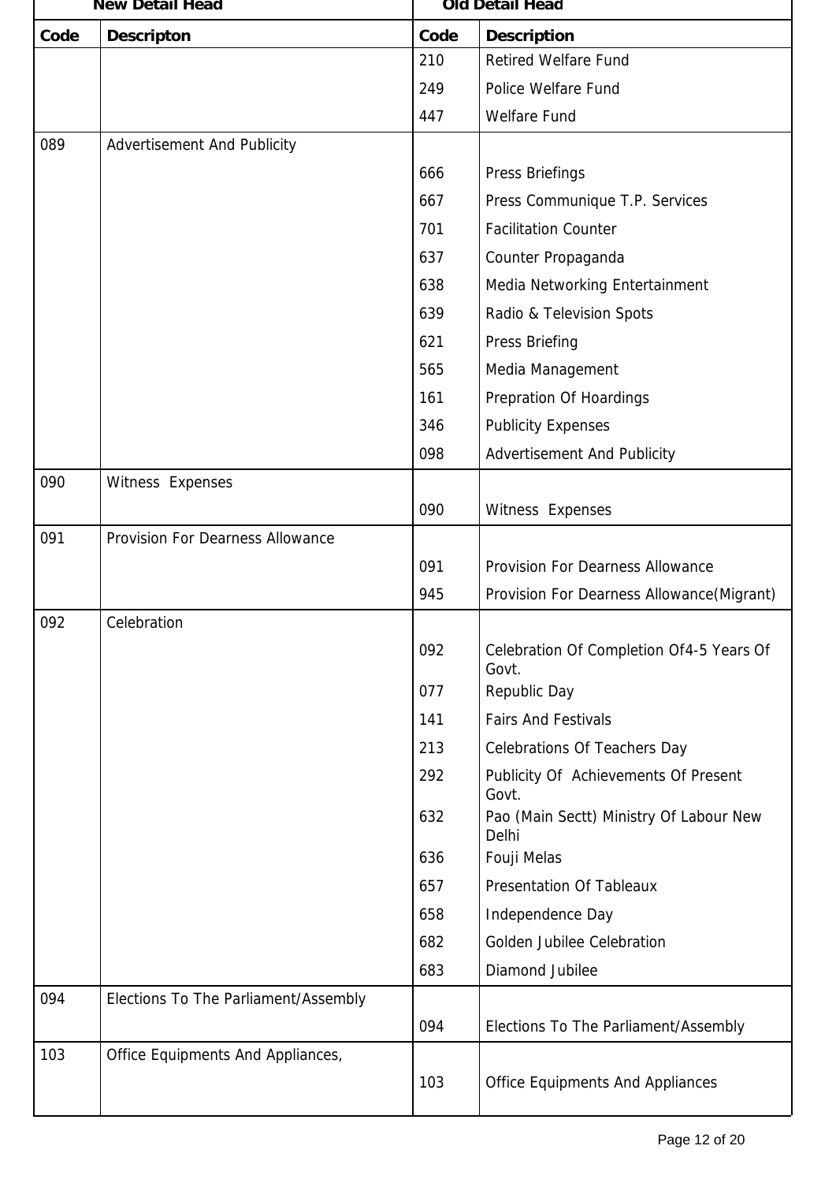| New Detail Head | | Old Detail Head | |
|---|---|---|---|
| **Code** | **Descripton** | **Code** | **Description** |
| | | 210 | Retired Welfare Fund |
| | | 249 | Police Welfare Fund |
| | | 447 | Welfare Fund |
| 089 | Advertisement And Publicity | | |
| | | 666 | Press Briefings |
| | | 667 | Press Communique T.P. Services |
| | | 701 | Facilitation Counter |
| | | 637 | Counter Propaganda |
| | | 638 | Media Networking Entertainment |
| | | 639 | Radio & Television Spots |
| | | 621 | Press Briefing |
| | | 565 | Media Management |
| | | 161 | Prepration Of Hoardings |
| | | 346 | Publicity Expenses |
| | | 098 | Advertisement And Publicity |
| 090 | Witness Expenses | | |
| | | 090 | Witness Expenses |
| 091 | Provision For Dearness Allowance | | |
| | | 091 | Provision For Dearness Allowance |
| | | 945 | Provision For Dearness Allowance(Migrant) |
| 092 | Celebration | | |
| | | 092 | Celebration Of Completion Of4-5 Years Of Govt. |
| | | 077 | Republic Day |
| | | 141 | Fairs And Festivals |
| | | 213 | Celebrations Of Teachers Day |
| | | 292 | Publicity Of Achievements Of Present Govt. |
| | | 632 | Pao (Main Sectt) Ministry Of Labour New Delhi |
| | | 636 | Fouji Melas |
| | | 657 | Presentation Of Tableaux |
| | | 658 | Independence Day |
| | | 682 | Golden Jubilee Celebration |
| | | 683 | Diamond Jubilee |
| 094 | Elections To The Parliament/Assembly | | |
| | | 094 | Elections To The Parliament/Assembly |
| 103 | Office Equipments And Appliances, | | |
| | | 103 | Office Equipments And Appliances |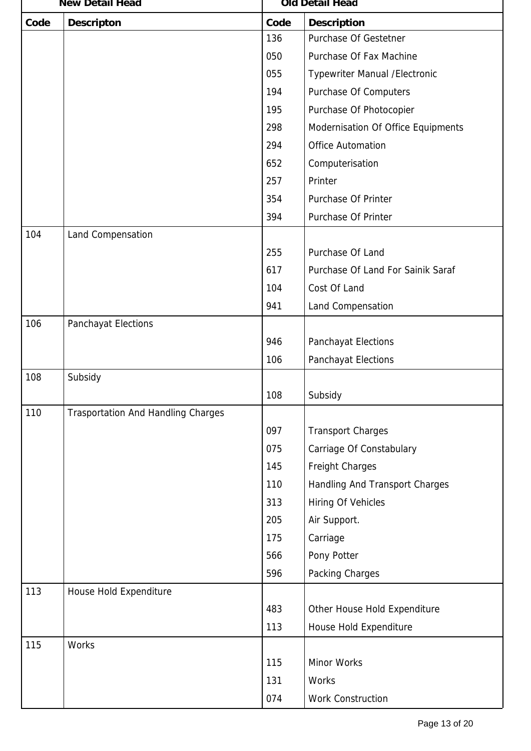| New Detail Head | | Old Detail Head | |
|---|---|---|---|
| Code | Descripton | Code | Description |
| | | 136 | Purchase Of Gestetner |
| | | 050 | Purchase Of Fax Machine |
| | | 055 | Typewriter Manual /Electronic |
| | | 194 | Purchase Of Computers |
| | | 195 | Purchase Of Photocopier |
| | | 298 | Modernisation Of Office Equipments |
| | | 294 | Office Automation |
| | | 652 | Computerisation |
| | | 257 | Printer |
| | | 354 | Purchase Of Printer |
| | | 394 | Purchase Of Printer |
| 104 | Land Compensation | | |
| | | 255 | Purchase Of Land |
| | | 617 | Purchase Of Land For Sainik Saraf |
| | | 104 | Cost Of Land |
| | | 941 | Land Compensation |
| 106 | Panchayat Elections | | |
| | | 946 | Panchayat Elections |
| | | 106 | Panchayat Elections |
| 108 | Subsidy | | |
| | | 108 | Subsidy |
| 110 | Trasportation And Handling Charges | | |
| | | 097 | Transport Charges |
| | | 075 | Carriage Of Constabulary |
| | | 145 | Freight Charges |
| | | 110 | Handling And Transport Charges |
| | | 313 | Hiring Of Vehicles |
| | | 205 | Air Support. |
| | | 175 | Carriage |
| | | 566 | Pony Potter |
| | | 596 | Packing Charges |
| 113 | House Hold Expenditure | | |
| | | 483 | Other House Hold Expenditure |
| | | 113 | House Hold Expenditure |
| 115 | Works | | |
| | | 115 | Minor Works |
| | | 131 | Works |
| | | 074 | Work Construction |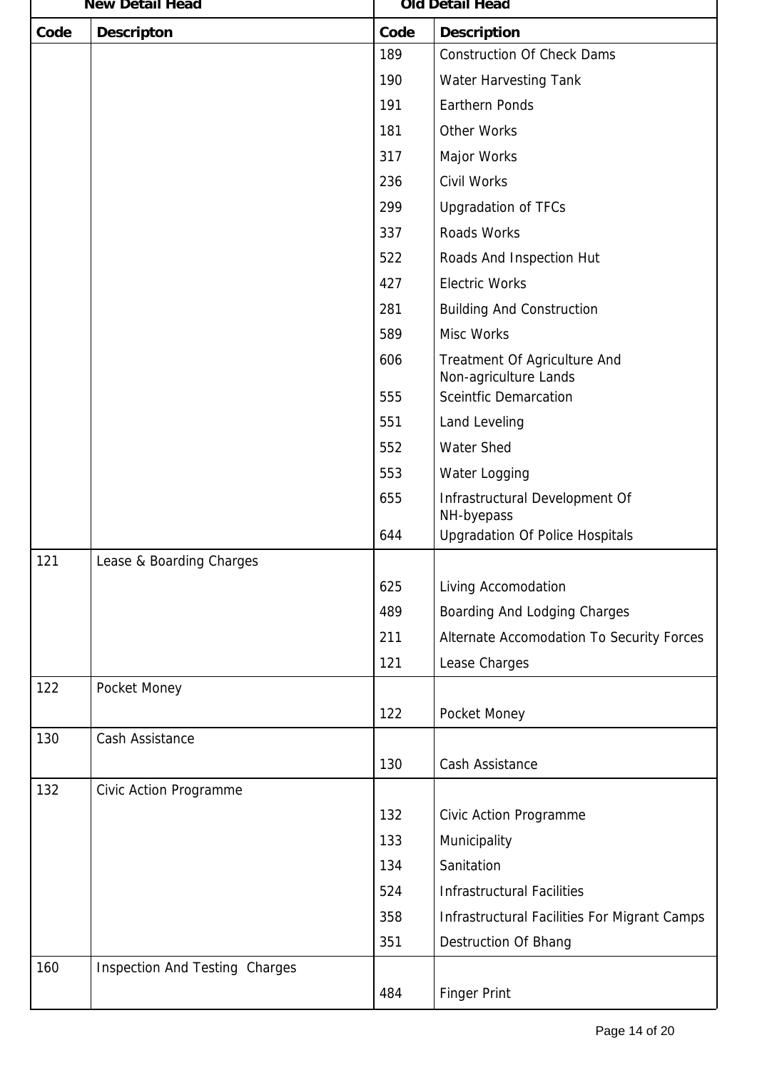| New Detail Head | | Old Detail Head | |
|---|---|---|---|
| **Code** | **Descripton** | **Code** | **Description** |
| | | 189 | Construction Of Check Dams |
| | | 190 | Water Harvesting Tank |
| | | 191 | Earthern Ponds |
| | | 181 | Other Works |
| | | 317 | Major Works |
| | | 236 | Civil Works |
| | | 299 | Upgradation of TFCs |
| | | 337 | Roads Works |
| | | 522 | Roads And Inspection Hut |
| | | 427 | Electric Works |
| | | 281 | Building And Construction |
| | | 589 | Misc Works |
| | | 606 | Treatment Of Agriculture And Non-agriculture Lands |
| | | 555 | Sceintfic Demarcation |
| | | 551 | Land Leveling |
| | | 552 | Water Shed |
| | | 553 | Water Logging |
| | | 655 | Infrastructural Development Of NH-byepass |
| | | 644 | Upgradation Of Police Hospitals |
| 121 | Lease & Boarding Charges | | |
| | | 625 | Living Accomodation |
| | | 489 | Boarding And Lodging Charges |
| | | 211 | Alternate Accomodation To Security Forces |
| | | 121 | Lease Charges |
| 122 | Pocket Money | | |
| | | 122 | Pocket Money |
| 130 | Cash Assistance | | |
| | | 130 | Cash Assistance |
| 132 | Civic Action Programme | | |
| | | 132 | Civic Action Programme |
| | | 133 | Municipality |
| | | 134 | Sanitation |
| | | 524 | Infrastructural Facilities |
| | | 358 | Infrastructural Facilities For Migrant Camps |
| | | 351 | Destruction Of Bhang |
| 160 | Inspection And Testing Charges | | |
| | | 484 | Finger Print |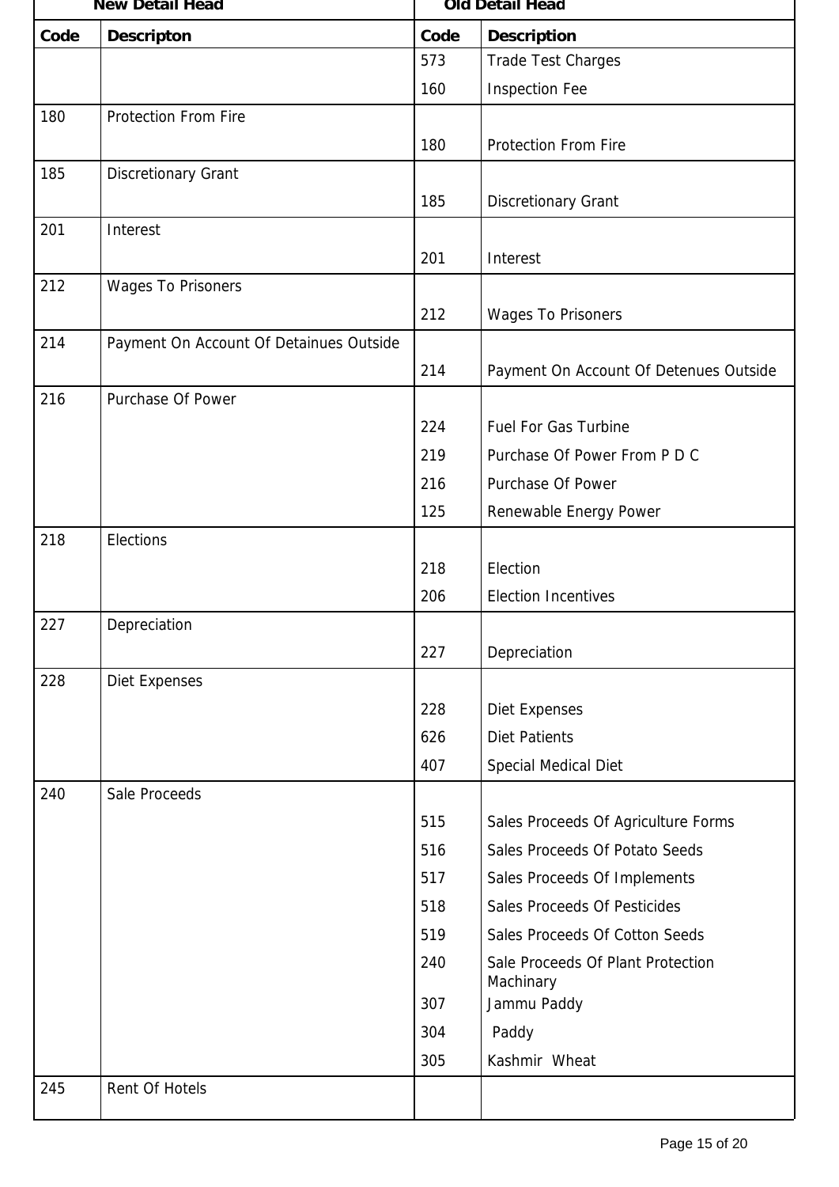| New Detail Head | | Old Detail Head | |
|---|---|---|---|
| Code | Descripton | Code | Description |
| | | 573 | Trade Test Charges |
| | | 160 | Inspection Fee |
| 180 | Protection From Fire | 180 | Protection From Fire |
| 185 | Discretionary Grant | 185 | Discretionary Grant |
| 201 | Interest | 201 | Interest |
| 212 | Wages To Prisoners | 212 | Wages To Prisoners |
| 214 | Payment On Account Of Detainues Outside | 214 | Payment On Account Of Detenues Outside |
| 216 | Purchase Of Power | 224 | Fuel For Gas Turbine |
| | | 219 | Purchase Of Power From P D C |
| | | 216 | Purchase Of Power |
| | | 125 | Renewable Energy Power |
| 218 | Elections | 218 | Election |
| | | 206 | Election Incentives |
| 227 | Depreciation | 227 | Depreciation |
| 228 | Diet Expenses | 228 | Diet Expenses |
| | | 626 | Diet Patients |
| | | 407 | Special Medical Diet |
| 240 | Sale Proceeds | 515 | Sales Proceeds Of Agriculture Forms |
| | | 516 | Sales Proceeds Of Potato Seeds |
| | | 517 | Sales Proceeds Of Implements |
| | | 518 | Sales Proceeds Of Pesticides |
| | | 519 | Sales Proceeds Of Cotton Seeds |
| | | 240 | Sale Proceeds Of Plant Protection Machinary |
| | | 307 | Jammu Paddy |
| | | 304 | Paddy |
| | | 305 | Kashmir Wheat |
| 245 | Rent Of Hotels | | |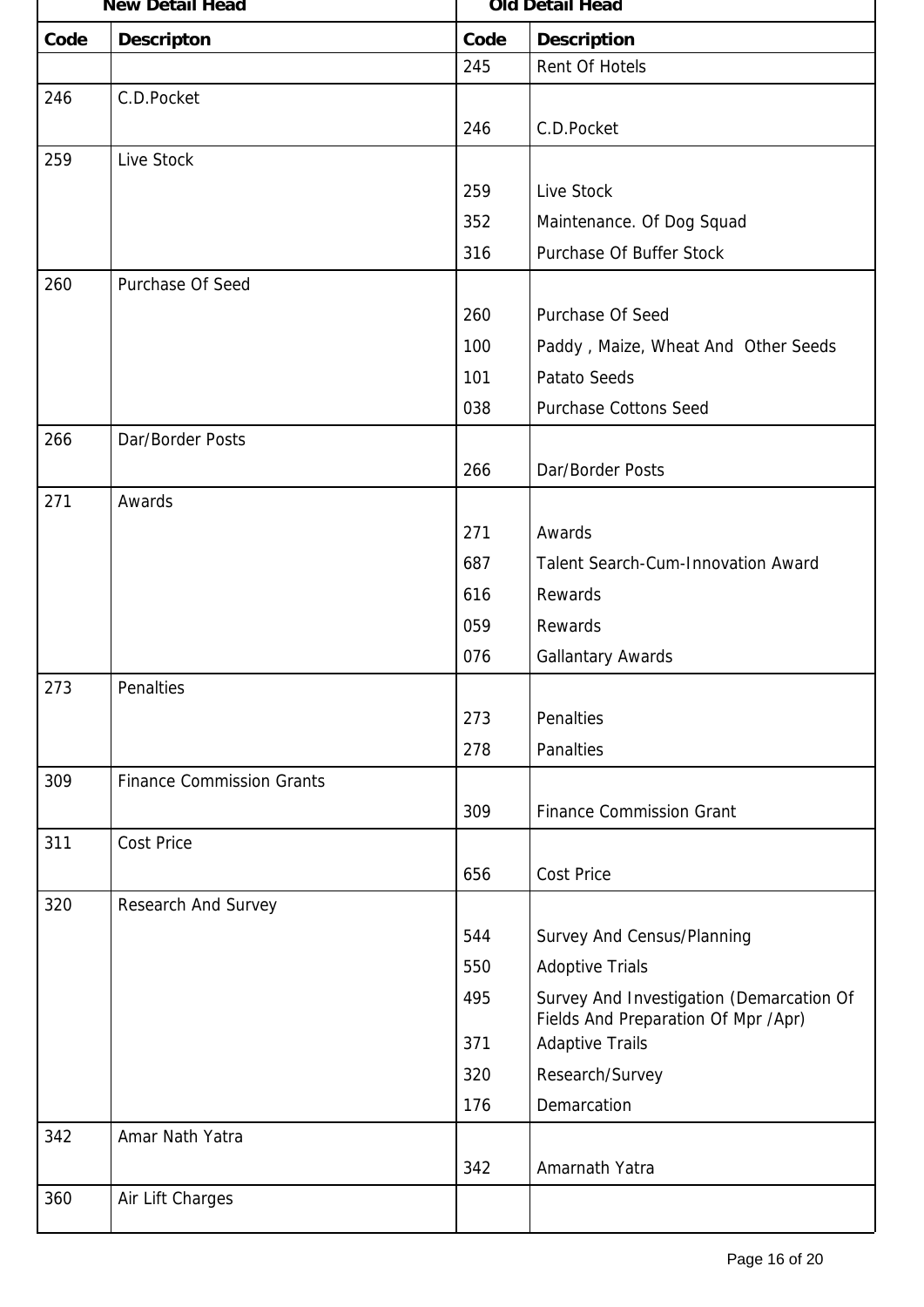| New Detail Head | | Old Detail Head | |
|---|---|---|---|
| Code | Descripton | Code | Description |
| | | 245 | Rent Of Hotels |
| 246 | C.D.Pocket | 246 | C.D.Pocket |
| 259 | Live Stock | 259 | Live Stock |
| | | 352 | Maintenance. Of Dog Squad |
| | | 316 | Purchase Of Buffer Stock |
| 260 | Purchase Of Seed | 260 | Purchase Of Seed |
| | | 100 | Paddy , Maize, Wheat And Other Seeds |
| | | 101 | Patato Seeds |
| | | 038 | Purchase Cottons Seed |
| 266 | Dar/Border Posts | 266 | Dar/Border Posts |
| 271 | Awards | 271 | Awards |
| | | 687 | Talent Search-Cum-Innovation Award |
| | | 616 | Rewards |
| | | 059 | Rewards |
| | | 076 | Gallantary Awards |
| 273 | Penalties | 273 | Penalties |
| | | 278 | Panalties |
| 309 | Finance Commission Grants | 309 | Finance Commission Grant |
| 311 | Cost Price | 656 | Cost Price |
| 320 | Research And Survey | 544 | Survey And Census/Planning |
| | | 550 | Adoptive Trials |
| | | 495 | Survey And Investigation (Demarcation Of Fields And Preparation Of Mpr /Apr) |
| | | 371 | Adaptive Trails |
| | | 320 | Research/Survey |
| | | 176 | Demarcation |
| 342 | Amar Nath Yatra | 342 | Amarnath Yatra |
| 360 | Air Lift Charges | | |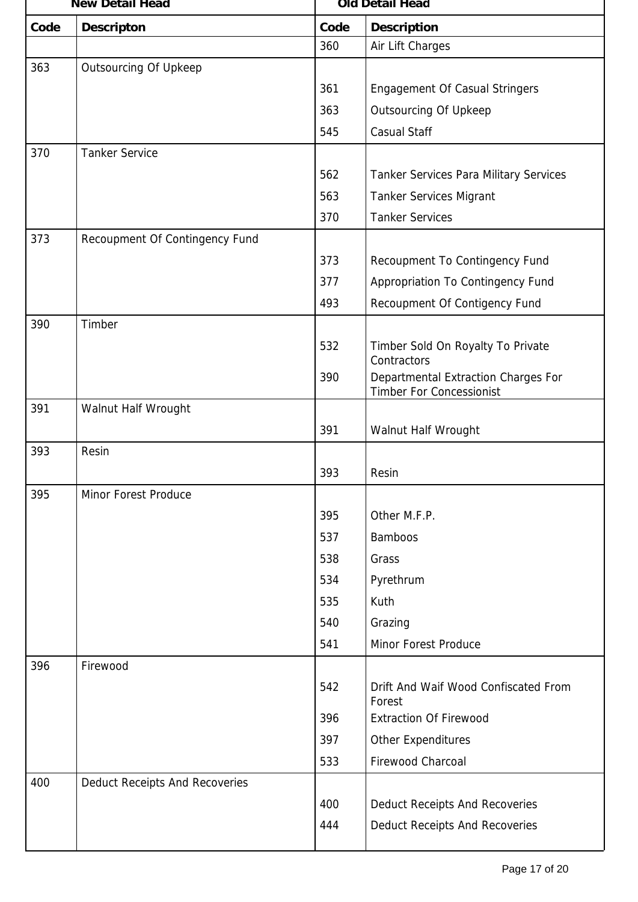| New Detail Head | | Old Detail Head | |
|---|---|---|---|
| Code | Descripton | Code | Description |
| | | 360 | Air Lift Charges |
| 363 | Outsourcing Of Upkeep | | |
| | | 361 | Engagement Of Casual Stringers |
| | | 363 | Outsourcing Of Upkeep |
| | | 545 | Casual Staff |
| 370 | Tanker Service | | |
| | | 562 | Tanker Services Para Military Services |
| | | 563 | Tanker Services Migrant |
| | | 370 | Tanker Services |
| 373 | Recoupment Of Contingency Fund | | |
| | | 373 | Recoupment To Contingency Fund |
| | | 377 | Appropriation To Contingency Fund |
| | | 493 | Recoupment Of Contigency Fund |
| 390 | Timber | | |
| | | 532 | Timber Sold On Royalty To Private Contractors |
| | | 390 | Departmental Extraction Charges For Timber For Concessionist |
| 391 | Walnut Half Wrought | | |
| | | 391 | Walnut Half Wrought |
| 393 | Resin | | |
| | | 393 | Resin |
| 395 | Minor Forest Produce | | |
| | | 395 | Other M.F.P. |
| | | 537 | Bamboos |
| | | 538 | Grass |
| | | 534 | Pyrethrum |
| | | 535 | Kuth |
| | | 540 | Grazing |
| | | 541 | Minor Forest Produce |
| 396 | Firewood | | |
| | | 542 | Drift And Waif Wood Confiscated From Forest |
| | | 396 | Extraction Of Firewood |
| | | 397 | Other Expenditures |
| | | 533 | Firewood Charcoal |
| 400 | Deduct Receipts And Recoveries | | |
| | | 400 | Deduct Receipts And Recoveries |
| | | 444 | Deduct Receipts And Recoveries |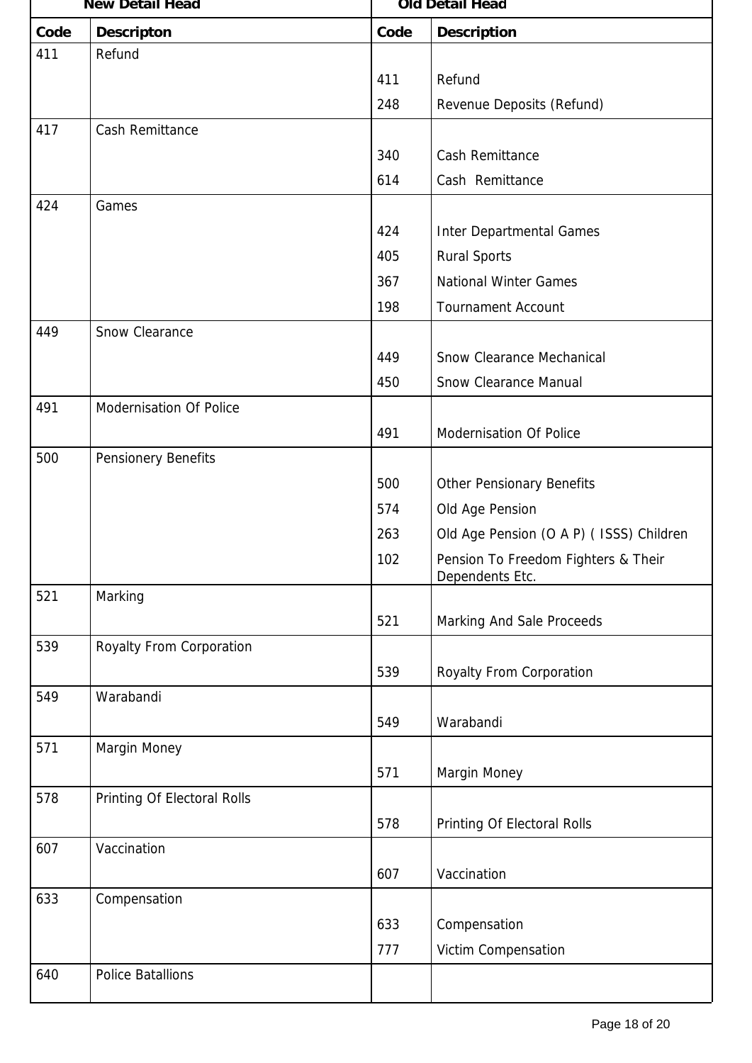| New Detail Head | | Old Detail Head | |
|---|---|---|---|
| Code | Descripton | Code | Description |
| 411 | Refund | 411 | Refund |
| | | 248 | Revenue Deposits (Refund) |
| 417 | Cash Remittance | 340 | Cash Remittance |
| | | 614 | Cash Remittance |
| 424 | Games | 424 | Inter Departmental Games |
| | | 405 | Rural Sports |
| | | 367 | National Winter Games |
| | | 198 | Tournament Account |
| 449 | Snow Clearance | 449 | Snow Clearance Mechanical |
| | | 450 | Snow Clearance Manual |
| 491 | Modernisation Of Police | 491 | Modernisation Of Police |
| 500 | Pensionery Benefits | 500 | Other Pensionary Benefits |
| | | 574 | Old Age Pension |
| | | 263 | Old Age Pension (O A P) ( ISSS) Children |
| | | 102 | Pension To Freedom Fighters & Their Dependents Etc. |
| 521 | Marking | 521 | Marking And Sale Proceeds |
| 539 | Royalty From Corporation | 539 | Royalty From Corporation |
| 549 | Warabandi | 549 | Warabandi |
| 571 | Margin Money | 571 | Margin Money |
| 578 | Printing Of Electoral Rolls | 578 | Printing Of Electoral Rolls |
| 607 | Vaccination | 607 | Vaccination |
| 633 | Compensation | 633 | Compensation |
| | | 777 | Victim Compensation |
| 640 | Police Batallions | | |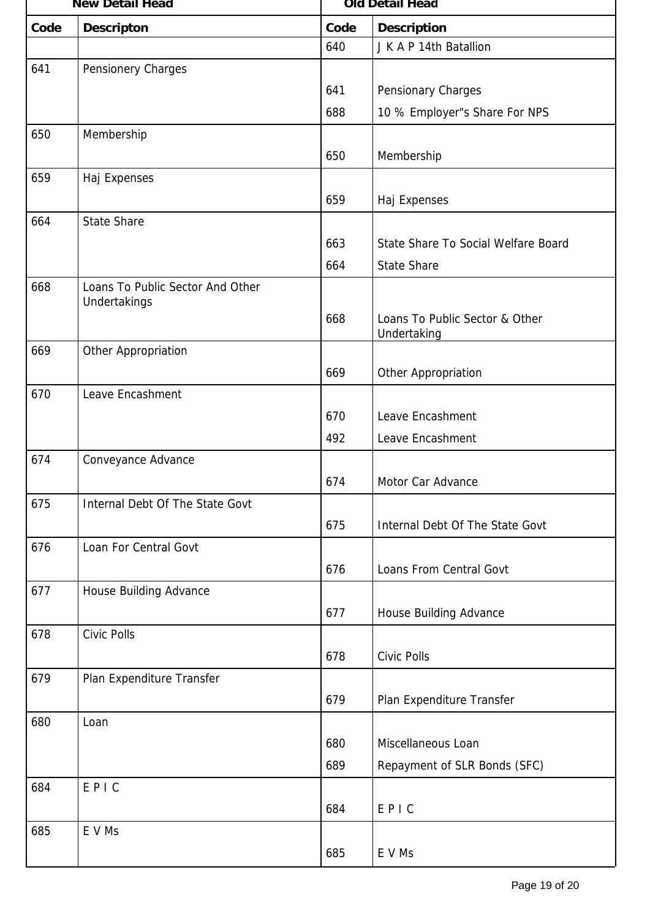| New Detail Head | | Old Detail Head | |
|---|---|---|---|
| Code | Descripton | Code | Description |
| | | 640 | J K A P 14th Batallion |
| 641 | Pensionery Charges | 641 | Pensionary Charges |
| | | 688 | 10 % Employer"s Share For NPS |
| 650 | Membership | 650 | Membership |
| 659 | Haj Expenses | 659 | Haj Expenses |
| 664 | State Share | 663 | State Share To Social Welfare Board |
| | | 664 | State Share |
| 668 | Loans To Public Sector And Other Undertakings | 668 | Loans To Public Sector & Other Undertaking |
| 669 | Other Appropriation | 669 | Other Appropriation |
| 670 | Leave Encashment | 670 | Leave Encashment |
| | | 492 | Leave Encashment |
| 674 | Conveyance Advance | 674 | Motor Car Advance |
| 675 | Internal Debt Of The State Govt | 675 | Internal Debt Of The State Govt |
| 676 | Loan For Central Govt | 676 | Loans From Central Govt |
| 677 | House Building Advance | 677 | House Building Advance |
| 678 | Civic Polls | 678 | Civic Polls |
| 679 | Plan Expenditure Transfer | 679 | Plan Expenditure Transfer |
| 680 | Loan | 680 | Miscellaneous Loan |
| | | 689 | Repayment of SLR Bonds (SFC) |
| 684 | E P I C | 684 | E P I C |
| 685 | E V Ms | 685 | E V Ms |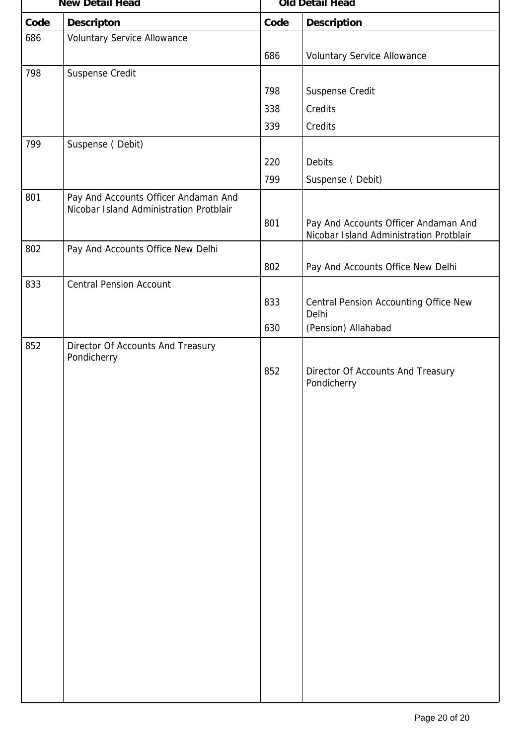| New Detail Head | | Old Detail Head | |
|---|---|---|---|
| **Code** | **Descripton** | **Code** | **Description** |
| 686 | Voluntary Service Allowance | 686 | Voluntary Service Allowance |
| 798 | Suspense Credit | 798 | Suspense Credit |
| | | 338 | Credits |
| | | 339 | Credits |
| 799 | Suspense ( Debit) | 220 | Debits |
| | | 799 | Suspense ( Debit) |
| 801 | Pay And Accounts Officer Andaman And Nicobar Island Administration Protblair | 801 | Pay And Accounts Officer Andaman And Nicobar Island Administration Protblair |
| 802 | Pay And Accounts Office New Delhi | 802 | Pay And Accounts Office New Delhi |
| 833 | Central Pension Account | 833 | Central Pension Accounting Office New Delhi |
| | | 630 | (Pension) Allahabad |
| 852 | Director Of Accounts And Treasury Pondicherry | 852 | Director Of Accounts And Treasury Pondicherry |